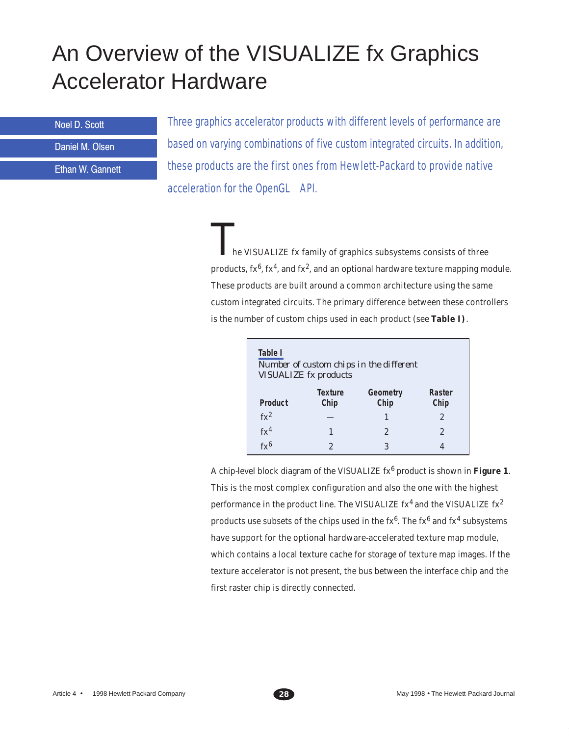# An Overview of the VISUALIZE fx Graphics Accelerator Hardware

Noel D. Scott

Daniel M. Olsen

Ethan W. Gannett

*Three graphics accelerator products with different levels of performance are based on varying combinations of five custom integrated circuits. In addition, these products are the first ones from Hewlett-Packard to provide native acceleration for the OpenGL API.*

The VISUALIZE fx family of graphics subsystems consists of three products, $fx^6$, $fx^4$, and $fx^2$, and an optional hardware texture mapping module. These products are built around a common architecture using the same custom integrated circuits. The primary difference between these controllers is the number of custom chips used in each product (see **Table I**).

**Table I**
Number of custom chips in the different VISUALIZE fx products

| Product | Texture Chip | Geometry Chip | Raster Chip |
|---|---|---|---|
| $fx^2$ | — | 1 | 2 |
| $fx^4$ | 1 | 2 | 2 |
| $fx^6$ | 2 | 3 | 4 |

A chip-level block diagram of the VISUALIZE $fx^6$ product is shown in **Figure 1**. This is the most complex configuration and also the one with the highest performance in the product line. The VISUALIZE $fx^4$ and the VISUALIZE $fx^2$ products use subsets of the chips used in the $fx^6$. The $fx^6$ and $fx^4$ subsystems have support for the optional hardware-accelerated texture map module, which contains a local texture cache for storage of texture map images. If the texture accelerator is not present, the bus between the interface chip and the first raster chip is directly connected.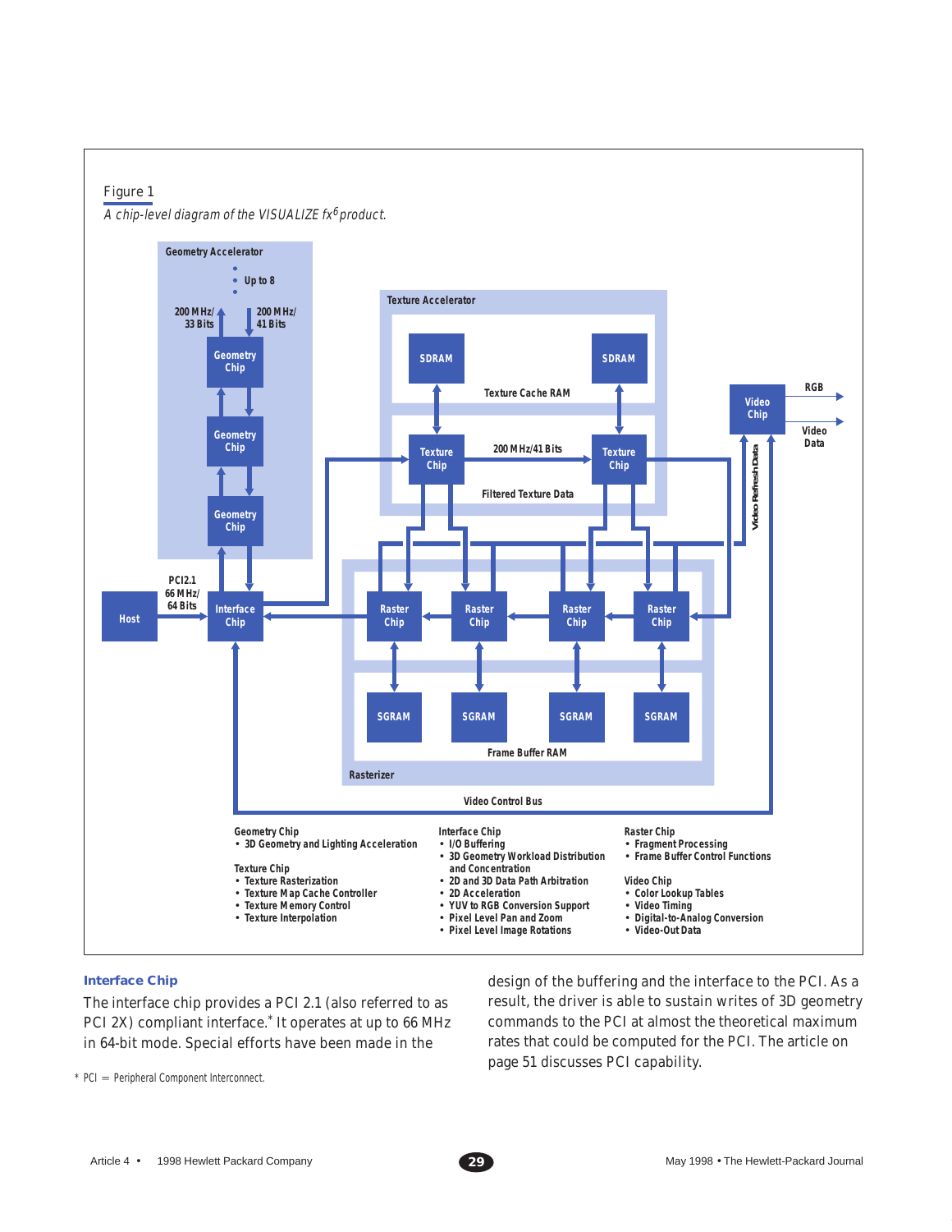Figure 1

*A chip-level diagram of the VISUALIZE fx[6] product.*

Geometry Chip
- 3D Geometry and Lighting Acceleration

Texture Chip
- Texture Rasterization
- Texture Map Cache Controller
- Texture Memory Control
- Texture Interpolation

Interface Chip
- I/O Buffering
- 3D Geometry Workload Distribution and Concentration
- 2D and 3D Data Path Arbitration
- 2D Acceleration
- YUV to RGB Conversion Support
- Pixel Level Pan and Zoom
- Pixel Level Image Rotations

Raster Chip
- Fragment Processing
- Frame Buffer Control Functions

Video Chip
- Color Lookup Tables
- Video Timing
- Digital-to-Analog Conversion
- Video-Out Data

### Interface Chip

The interface chip provides a PCI 2.1 (also referred to as PCI 2X) compliant interface.* It operates at up to 66 MHz in 64-bit mode. Special efforts have been made in the design of the buffering and the interface to the PCI. As a result, the driver is able to sustain writes of 3D geometry commands to the PCI at almost the theoretical maximum rates that could be computed for the PCI. The article on page 51 discusses PCI capability.

\* PCI = Peripheral Component Interconnect.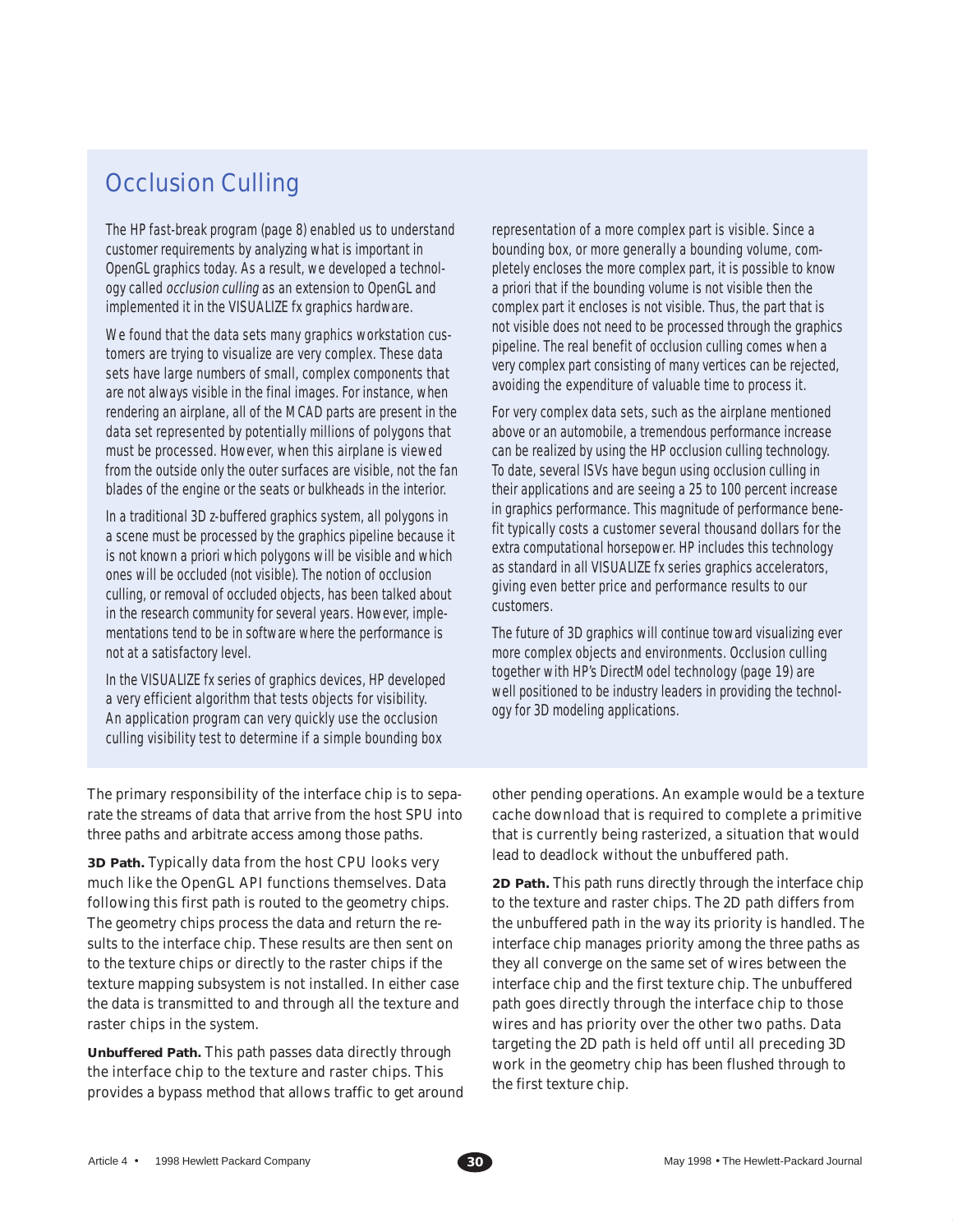## Occlusion Culling

The HP fast-break program (page 8) enabled us to understand customer requirements by analyzing what is important in OpenGL graphics today. As a result, we developed a technology called *occlusion culling* as an extension to OpenGL and implemented it in the VISUALIZE fx graphics hardware.

We found that the data sets many graphics workstation customers are trying to visualize are very complex. These data sets have large numbers of small, complex components that are not always visible in the final images. For instance, when rendering an airplane, all of the MCAD parts are present in the data set represented by potentially millions of polygons that must be processed. However, when this airplane is viewed from the outside only the outer surfaces are visible, not the fan blades of the engine or the seats or bulkheads in the interior.

In a traditional 3D z-buffered graphics system, all polygons in a scene must be processed by the graphics pipeline because it is not known a priori which polygons will be visible and which ones will be occluded (not visible). The notion of occlusion culling, or removal of occluded objects, has been talked about in the research community for several years. However, implementations tend to be in software where the performance is not at a satisfactory level.

In the VISUALIZE fx series of graphics devices, HP developed a very efficient algorithm that tests objects for visibility. An application program can very quickly use the occlusion culling visibility test to determine if a simple bounding box representation of a more complex part is visible. Since a bounding box, or more generally a bounding volume, completely encloses the more complex part, it is possible to know a priori that if the bounding volume is not visible then the complex part it encloses is not visible. Thus, the part that is not visible does not need to be processed through the graphics pipeline. The real benefit of occlusion culling comes when a very complex part consisting of many vertices can be rejected, avoiding the expenditure of valuable time to process it.

For very complex data sets, such as the airplane mentioned above or an automobile, a tremendous performance increase can be realized by using the HP occlusion culling technology. To date, several ISVs have begun using occlusion culling in their applications and are seeing a 25 to 100 percent increase in graphics performance. This magnitude of performance benefit typically costs a customer several thousand dollars for the extra computational horsepower. HP includes this technology as standard in all VISUALIZE fx series graphics accelerators, giving even better price and performance results to our customers.

The future of 3D graphics will continue toward visualizing ever more complex objects and environments. Occlusion culling together with HP's DirectModel technology (page 19) are well positioned to be industry leaders in providing the technology for 3D modeling applications.

---

The primary responsibility of the interface chip is to separate the streams of data that arrive from the host SPU into three paths and arbitrate access among those paths.

**3D Path.** Typically data from the host CPU looks very much like the OpenGL API functions themselves. Data following this first path is routed to the geometry chips. The geometry chips process the data and return the results to the interface chip. These results are then sent on to the texture chips or directly to the raster chips if the texture mapping subsystem is not installed. In either case the data is transmitted to and through all the texture and raster chips in the system.

**Unbuffered Path.** This path passes data directly through the interface chip to the texture and raster chips. This provides a bypass method that allows traffic to get around other pending operations. An example would be a texture cache download that is required to complete a primitive that is currently being rasterized, a situation that would lead to deadlock without the unbuffered path.

**2D Path.** This path runs directly through the interface chip to the texture and raster chips. The 2D path differs from the unbuffered path in the way its priority is handled. The interface chip manages priority among the three paths as they all converge on the same set of wires between the interface chip and the first texture chip. The unbuffered path goes directly through the interface chip to those wires and has priority over the other two paths. Data targeting the 2D path is held off until all preceding 3D work in the geometry chip has been flushed through to the first texture chip.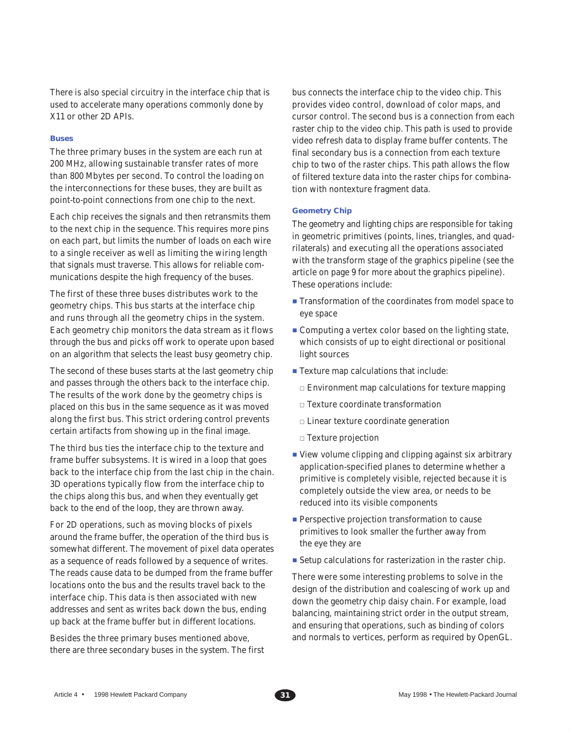There is also special circuitry in the interface chip that is used to accelerate many operations commonly done by X11 or other 2D APIs.

### Buses

The three primary buses in the system are each run at 200 MHz, allowing sustainable transfer rates of more than 800 Mbytes per second. To control the loading on the interconnections for these buses, they are built as point-to-point connections from one chip to the next.

Each chip receives the signals and then retransmits them to the next chip in the sequence. This requires more pins on each part, but limits the number of loads on each wire to a single receiver as well as limiting the wiring length that signals must traverse. This allows for reliable communications despite the high frequency of the buses.

The first of these three buses distributes work to the geometry chips. This bus starts at the interface chip and runs through all the geometry chips in the system. Each geometry chip monitors the data stream as it flows through the bus and picks off work to operate upon based on an algorithm that selects the least busy geometry chip.

The second of these buses starts at the last geometry chip and passes through the others back to the interface chip. The results of the work done by the geometry chips is placed on this bus in the same sequence as it was moved along the first bus. This strict ordering control prevents certain artifacts from showing up in the final image.

The third bus ties the interface chip to the texture and frame buffer subsystems. It is wired in a loop that goes back to the interface chip from the last chip in the chain. 3D operations typically flow from the interface chip to the chips along this bus, and when they eventually get back to the end of the loop, they are thrown away.

For 2D operations, such as moving blocks of pixels around the frame buffer, the operation of the third bus is somewhat different. The movement of pixel data operates as a sequence of reads followed by a sequence of writes. The reads cause data to be dumped from the frame buffer locations onto the bus and the results travel back to the interface chip. This data is then associated with new addresses and sent as writes back down the bus, ending up back at the frame buffer but in different locations.

Besides the three primary buses mentioned above, there are three secondary buses in the system. The first bus connects the interface chip to the video chip. This provides video control, download of color maps, and cursor control. The second bus is a connection from each raster chip to the video chip. This path is used to provide video refresh data to display frame buffer contents. The final secondary bus is a connection from each texture chip to two of the raster chips. This path allows the flow of filtered texture data into the raster chips for combination with nontexture fragment data.

### Geometry Chip

The geometry and lighting chips are responsible for taking in geometric primitives (points, lines, triangles, and quadrilaterals) and executing all the operations associated with the transform stage of the graphics pipeline (see the article on page 9 for more about the graphics pipeline). These operations include:

- Transformation of the coordinates from model space to eye space
- Computing a vertex color based on the lighting state, which consists of up to eight directional or positional light sources
- Texture map calculations that include:
  - Environment map calculations for texture mapping
  - Texture coordinate transformation
  - Linear texture coordinate generation
  - Texture projection
- View volume clipping and clipping against six arbitrary application-specified planes to determine whether a primitive is completely visible, rejected because it is completely outside the view area, or needs to be reduced into its visible components
- Perspective projection transformation to cause primitives to look smaller the further away from the eye they are
- Setup calculations for rasterization in the raster chip.

There were some interesting problems to solve in the design of the distribution and coalescing of work up and down the geometry chip daisy chain. For example, load balancing, maintaining strict order in the output stream, and ensuring that operations, such as binding of colors and normals to vertices, perform as required by OpenGL.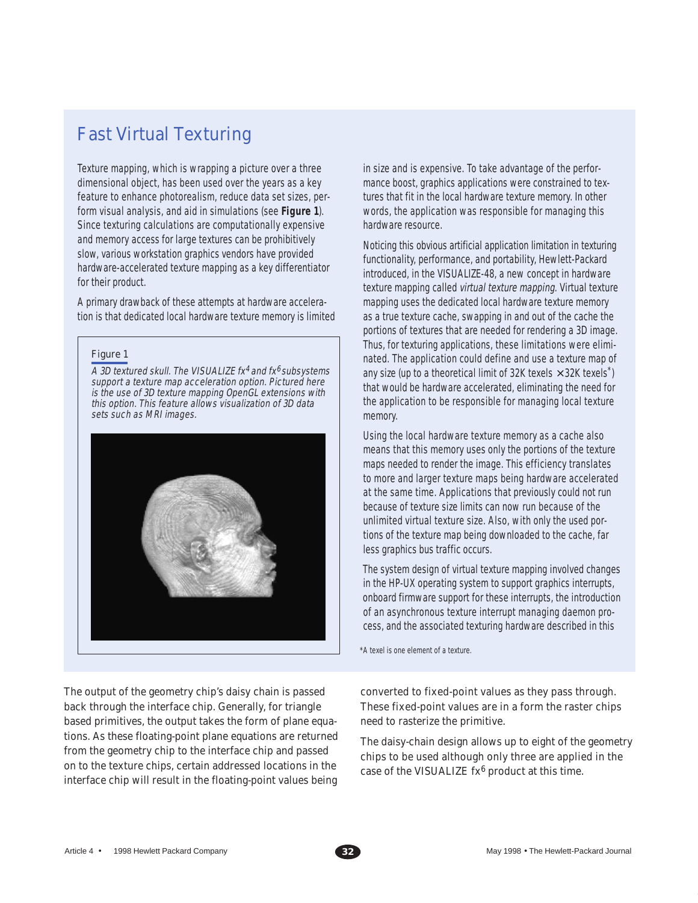## Fast Virtual Texturing

Texture mapping, which is wrapping a picture over a three dimensional object, has been used over the years as a key feature to enhance photorealism, reduce data set sizes, perform visual analysis, and aid in simulations (see **Figure 1**). Since texturing calculations are computationally expensive and memory access for large textures can be prohibitively slow, various workstation graphics vendors have provided hardware-accelerated texture mapping as a key differentiator for their product.

A primary drawback of these attempts at hardware acceleration is that dedicated local hardware texture memory is limited in size and is expensive. To take advantage of the performance boost, graphics applications were constrained to textures that fit in the local hardware texture memory. In other words, the application was responsible for managing this hardware resource.

Figure 1

*A 3D textured skull. The VISUALIZE fx*[4] *and fx*[6] *subsystems support a texture map acceleration option. Pictured here is the use of 3D texture mapping OpenGL extensions with this option. This feature allows visualization of 3D data sets such as MRI images.*

Noticing this obvious artificial application limitation in texturing functionality, performance, and portability, Hewlett-Packard introduced, in the VISUALIZE-48, a new concept in hardware texture mapping called *virtual texture mapping.* Virtual texture mapping uses the dedicated local hardware texture memory as a true texture cache, swapping in and out of the cache the portions of textures that are needed for rendering a 3D image. Thus, for texturing applications, these limitations were eliminated. The application could define and use a texture map of any size (up to a theoretical limit of 32K texels × 32K texels*) that would be hardware accelerated, eliminating the need for the application to be responsible for managing local texture memory.

Using the local hardware texture memory as a cache also means that this memory uses only the portions of the texture maps needed to render the image. This efficiency translates to more and larger texture maps being hardware accelerated at the same time. Applications that previously could not run because of texture size limits can now run because of the unlimited virtual texture size. Also, with only the used portions of the texture map being downloaded to the cache, far less graphics bus traffic occurs.

The system design of virtual texture mapping involved changes in the HP-UX operating system to support graphics interrupts, onboard firmware support for these interrupts, the introduction of an asynchronous texture interrupt managing daemon process, and the associated texturing hardware described in this

*A texel is one element of a texture.

The output of the geometry chip's daisy chain is passed back through the interface chip. Generally, for triangle based primitives, the output takes the form of plane equations. As these floating-point plane equations are returned from the geometry chip to the interface chip and passed on to the texture chips, certain addressed locations in the interface chip will result in the floating-point values being converted to fixed-point values as they pass through. These fixed-point values are in a form the raster chips need to rasterize the primitive.

The daisy-chain design allows up to eight of the geometry chips to be used although only three are applied in the case of the VISUALIZE fx[6] product at this time.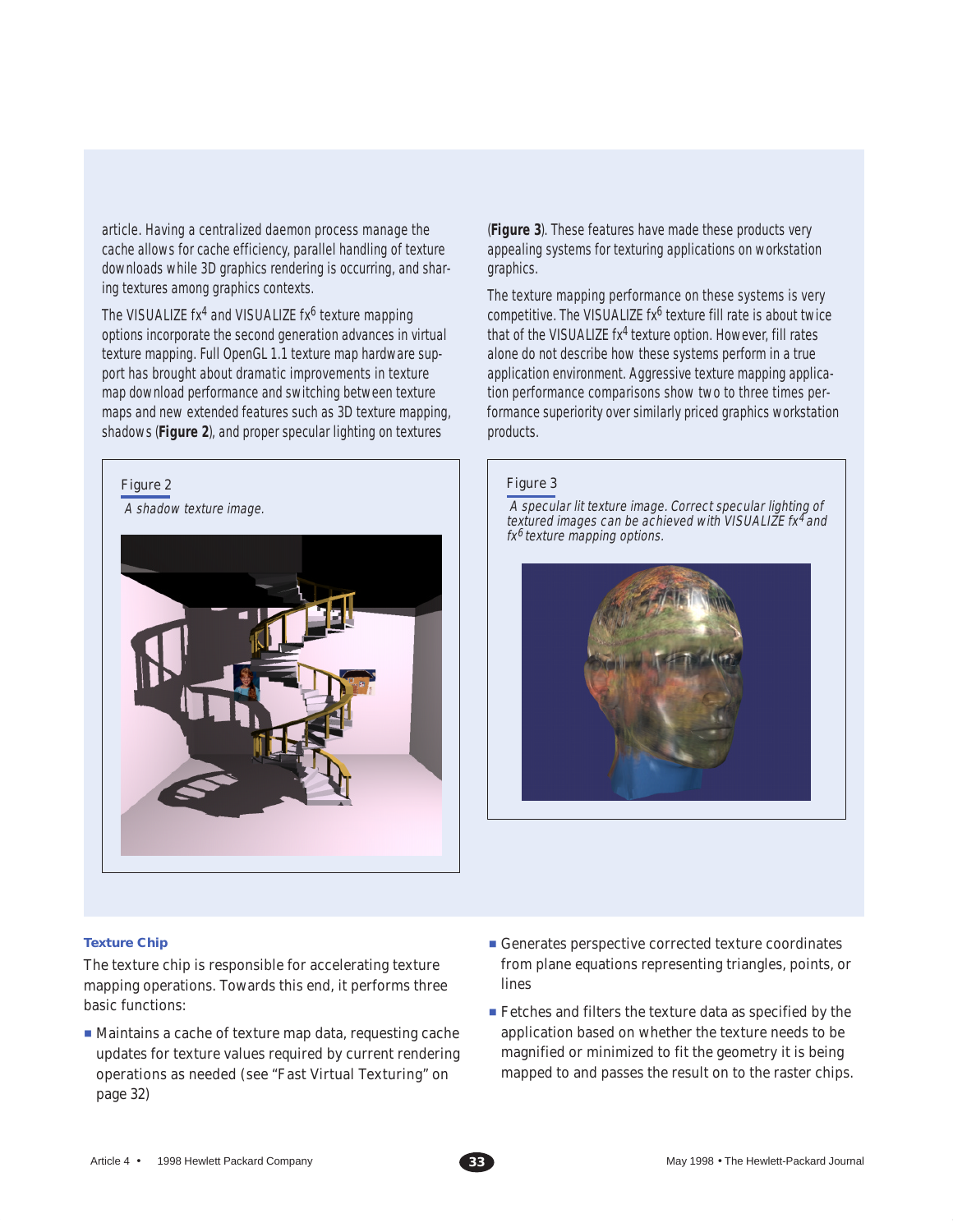article. Having a centralized daemon process manage the cache allows for cache efficiency, parallel handling of texture downloads while 3D graphics rendering is occurring, and sharing textures among graphics contexts.

The VISUALIZE fx$^4$ and VISUALIZE fx$^6$ texture mapping options incorporate the second generation advances in virtual texture mapping. Full OpenGL 1.1 texture map hardware support has brought about dramatic improvements in texture map download performance and switching between texture maps and new extended features such as 3D texture mapping, shadows (**Figure 2**), and proper specular lighting on textures (**Figure 3**). These features have made these products very appealing systems for texturing applications on workstation graphics.

The texture mapping performance on these systems is very competitive. The VISUALIZE fx$^6$ texture fill rate is about twice that of the VISUALIZE fx$^4$ texture option. However, fill rates alone do not describe how these systems perform in a true application environment. Aggressive texture mapping application performance comparisons show two to three times performance superiority over similarly priced graphics workstation products.

Figure 2

*A shadow texture image.*

Figure 3

*A specular lit texture image. Correct specular lighting of textured images can be achieved with VISUALIZE fx$^4$ and fx$^6$ texture mapping options.*

### Texture Chip

The texture chip is responsible for accelerating texture mapping operations. Towards this end, it performs three basic functions:

- Maintains a cache of texture map data, requesting cache updates for texture values required by current rendering operations as needed (see "Fast Virtual Texturing" on page 32)
- Generates perspective corrected texture coordinates from plane equations representing triangles, points, or lines
- Fetches and filters the texture data as specified by the application based on whether the texture needs to be magnified or minimized to fit the geometry it is being mapped to and passes the result on to the raster chips.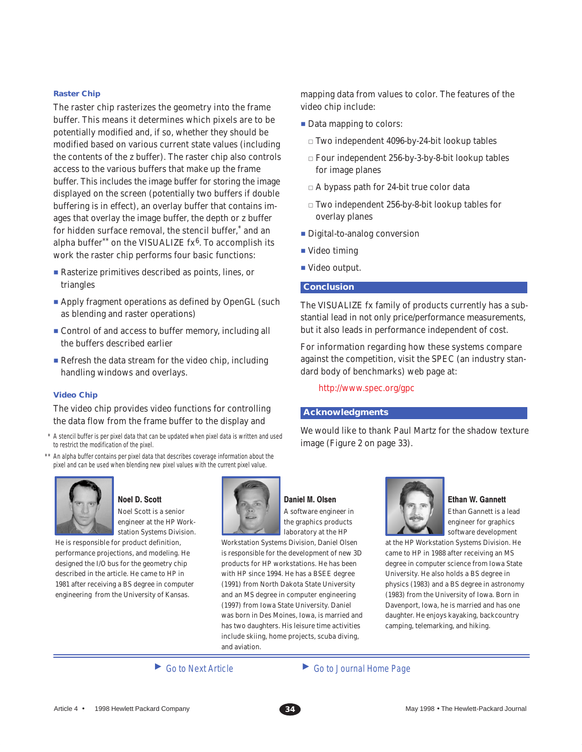### Raster Chip

The raster chip rasterizes the geometry into the frame buffer. This means it determines which pixels are to be potentially modified and, if so, whether they should be modified based on various current state values (including the contents of the z buffer). The raster chip also controls access to the various buffers that make up the frame buffer. This includes the image buffer for storing the image displayed on the screen (potentially two buffers if double buffering is in effect), an overlay buffer that contains images that overlay the image buffer, the depth or z buffer for hidden surface removal, the stencil buffer,* and an alpha buffer** on the VISUALIZE fx6. To accomplish its work the raster chip performs four basic functions:

- Rasterize primitives described as points, lines, or triangles
- Apply fragment operations as defined by OpenGL (such as blending and raster operations)
- Control of and access to buffer memory, including all the buffers described earlier
- Refresh the data stream for the video chip, including handling windows and overlays.

### Video Chip

The video chip provides video functions for controlling the data flow from the frame buffer to the display and mapping data from values to color. The features of the video chip include:

- Data mapping to colors:
  - Two independent 4096-by-24-bit lookup tables
  - Four independent 256-by-3-by-8-bit lookup tables for image planes
  - A bypass path for 24-bit true color data
  - Two independent 256-by-8-bit lookup tables for overlay planes
- Digital-to-analog conversion
- Video timing
- Video output.

\* A stencil buffer is per pixel data that can be updated when pixel data is written and used to restrict the modification of the pixel.

\*\* An alpha buffer contains per pixel data that describes coverage information about the pixel and can be used when blending new pixel values with the current pixel value.

## Conclusion

The VISUALIZE fx family of products currently has a substantial lead in not only price/performance measurements, but it also leads in performance independent of cost.

For information regarding how these systems compare against the competition, visit the SPEC (an industry standard body of benchmarks) web page at:

http://www.spec.org/gpc

## Acknowledgments

We would like to thank Paul Martz for the shadow texture image (Figure 2 on page 33).

**Noel D. Scott**

Noel Scott is a senior engineer at the HP Workstation Systems Division. He is responsible for product definition, performance projections, and modeling. He designed the I/O bus for the geometry chip described in the article. He came to HP in 1981 after receiving a BS degree in computer engineering from the University of Kansas.

**Daniel M. Olsen**

A software engineer in the graphics products laboratory at the HP Workstation Systems Division, Daniel Olsen is responsible for the development of new 3D products for HP workstations. He has been with HP since 1994. He has a BSEE degree (1991) from North Dakota State University and an MS degree in computer engineering (1997) from Iowa State University. Daniel was born in Des Moines, Iowa, is married and has two daughters. His leisure time activities include skiing, home projects, scuba diving, and aviation.

**Ethan W. Gannett**

Ethan Gannett is a lead engineer for graphics software development at the HP Workstation Systems Division. He came to HP in 1988 after receiving an MS degree in computer science from Iowa State University. He also holds a BS degree in physics (1983) and a BS degree in astronomy (1983) from the University of Iowa. Born in Davenport, Iowa, he is married and has one daughter. He enjoys kayaking, backcountry camping, telemarking, and hiking.

Go to Next Article

Go to Journal Home Page